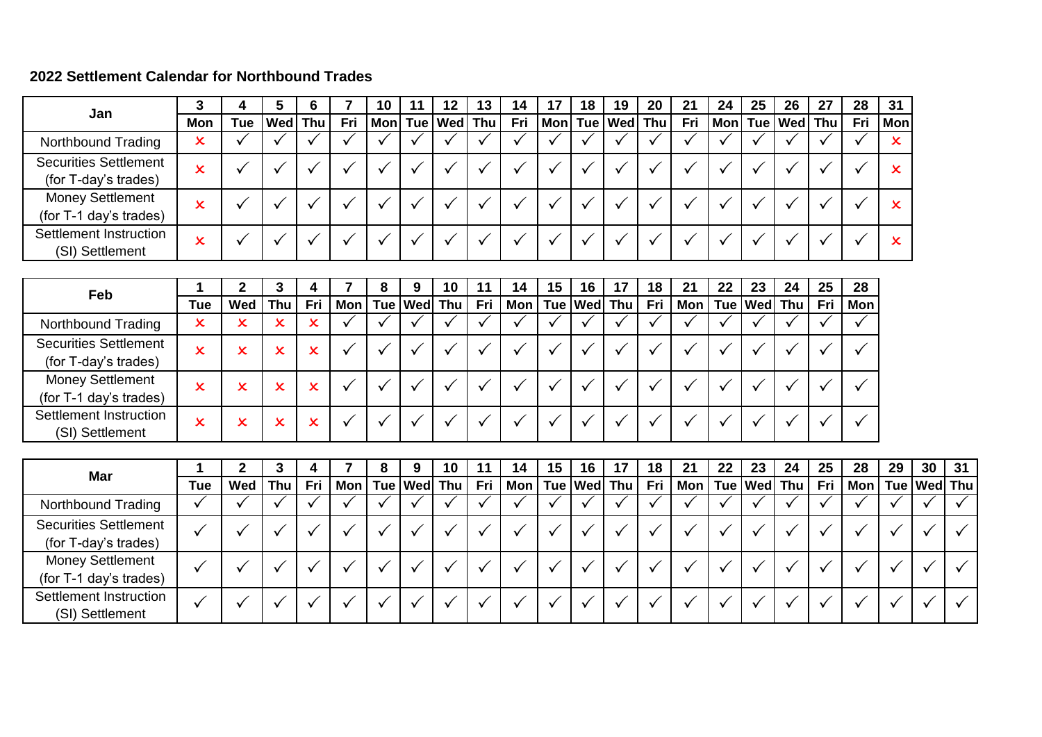## 2022 Settlement Calendar for Northbound Trades

| Jan | 3 | 4 | 5 | 6 | 7 | 10 | 11 | 12 | 13 | 14 | 17 | 18 | 19 | 20 | 21 | 24 | 25 | 26 | 27 | 28 | 31 |
|---|---|---|---|---|---|---|---|---|---|---|---|---|---|---|---|---|---|---|---|---|---|
| | Mon | Tue | Wed | Thu | Fri | Mon | Tue | Wed | Thu | Fri | Mon | Tue | Wed | Thu | Fri | Mon | Tue | Wed | Thu | Fri | Mon |
| Northbound Trading | × | ✓ | ✓ | ✓ | ✓ | ✓ | ✓ | ✓ | ✓ | ✓ | ✓ | ✓ | ✓ | ✓ | ✓ | ✓ | ✓ | ✓ | ✓ | ✓ | × |
| Securities Settlement (for T-day's trades) | × | ✓ | ✓ | ✓ | ✓ | ✓ | ✓ | ✓ | ✓ | ✓ | ✓ | ✓ | ✓ | ✓ | ✓ | ✓ | ✓ | ✓ | ✓ | ✓ | × |
| Money Settlement (for T-1 day's trades) | × | ✓ | ✓ | ✓ | ✓ | ✓ | ✓ | ✓ | ✓ | ✓ | ✓ | ✓ | ✓ | ✓ | ✓ | ✓ | ✓ | ✓ | ✓ | ✓ | × |
| Settlement Instruction (SI) Settlement | × | ✓ | ✓ | ✓ | ✓ | ✓ | ✓ | ✓ | ✓ | ✓ | ✓ | ✓ | ✓ | ✓ | ✓ | ✓ | ✓ | ✓ | ✓ | ✓ | × |

| Feb | 1 | 2 | 3 | 4 | 7 | 8 | 9 | 10 | 11 | 14 | 15 | 16 | 17 | 18 | 21 | 22 | 23 | 24 | 25 | 28 |
|---|---|---|---|---|---|---|---|---|---|---|---|---|---|---|---|---|---|---|---|---|
| | Tue | Wed | Thu | Fri | Mon | Tue | Wed | Thu | Fri | Mon | Tue | Wed | Thu | Fri | Mon | Tue | Wed | Thu | Fri | Mon |
| Northbound Trading | × | × | × | × | ✓ | ✓ | ✓ | ✓ | ✓ | ✓ | ✓ | ✓ | ✓ | ✓ | ✓ | ✓ | ✓ | ✓ | ✓ | ✓ |
| Securities Settlement (for T-day's trades) | × | × | × | × | ✓ | ✓ | ✓ | ✓ | ✓ | ✓ | ✓ | ✓ | ✓ | ✓ | ✓ | ✓ | ✓ | ✓ | ✓ | ✓ |
| Money Settlement (for T-1 day's trades) | × | × | × | × | ✓ | ✓ | ✓ | ✓ | ✓ | ✓ | ✓ | ✓ | ✓ | ✓ | ✓ | ✓ | ✓ | ✓ | ✓ | ✓ |
| Settlement Instruction (SI) Settlement | × | × | × | × | ✓ | ✓ | ✓ | ✓ | ✓ | ✓ | ✓ | ✓ | ✓ | ✓ | ✓ | ✓ | ✓ | ✓ | ✓ | ✓ |

| Mar | 1 | 2 | 3 | 4 | 7 | 8 | 9 | 10 | 11 | 14 | 15 | 16 | 17 | 18 | 21 | 22 | 23 | 24 | 25 | 28 | 29 | 30 | 31 |
|---|---|---|---|---|---|---|---|---|---|---|---|---|---|---|---|---|---|---|---|---|---|---|---|
| | Tue | Wed | Thu | Fri | Mon | Tue | Wed | Thu | Fri | Mon | Tue | Wed | Thu | Fri | Mon | Tue | Wed | Thu | Fri | Mon | Tue | Wed | Thu |
| Northbound Trading | ✓ | ✓ | ✓ | ✓ | ✓ | ✓ | ✓ | ✓ | ✓ | ✓ | ✓ | ✓ | ✓ | ✓ | ✓ | ✓ | ✓ | ✓ | ✓ | ✓ | ✓ | ✓ | ✓ |
| Securities Settlement (for T-day's trades) | ✓ | ✓ | ✓ | ✓ | ✓ | ✓ | ✓ | ✓ | ✓ | ✓ | ✓ | ✓ | ✓ | ✓ | ✓ | ✓ | ✓ | ✓ | ✓ | ✓ | ✓ | ✓ | ✓ |
| Money Settlement (for T-1 day's trades) | ✓ | ✓ | ✓ | ✓ | ✓ | ✓ | ✓ | ✓ | ✓ | ✓ | ✓ | ✓ | ✓ | ✓ | ✓ | ✓ | ✓ | ✓ | ✓ | ✓ | ✓ | ✓ | ✓ |
| Settlement Instruction (SI) Settlement | ✓ | ✓ | ✓ | ✓ | ✓ | ✓ | ✓ | ✓ | ✓ | ✓ | ✓ | ✓ | ✓ | ✓ | ✓ | ✓ | ✓ | ✓ | ✓ | ✓ | ✓ | ✓ | ✓ |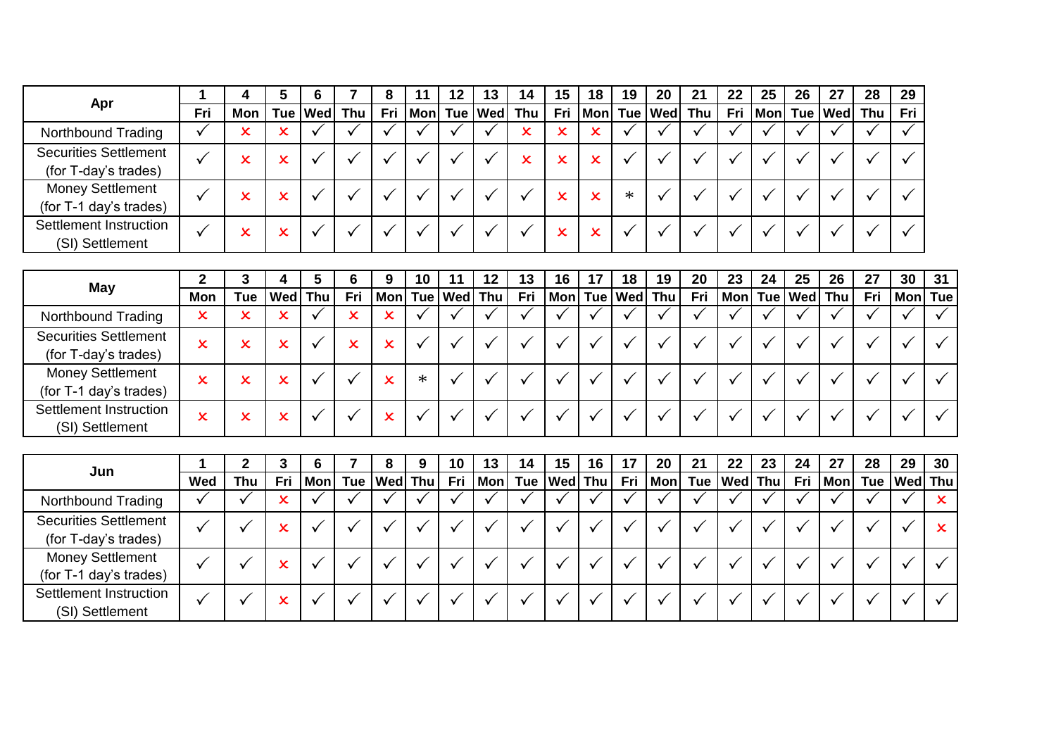| Apr | 1 | 4 | 5 | 6 | 7 | 8 | 11 | 12 | 13 | 14 | 15 | 18 | 19 | 20 | 21 | 22 | 25 | 26 | 27 | 28 | 29 |
|---|---|---|---|---|---|---|---|---|---|---|---|---|---|---|---|---|---|---|---|---|---|
| | Fri | Mon | Tue | Wed | Thu | Fri | Mon | Tue | Wed | Thu | Fri | Mon | Tue | Wed | Thu | Fri | Mon | Tue | Wed | Thu | Fri |
| Northbound Trading | ✓ | × | × | ✓ | ✓ | ✓ | ✓ | ✓ | ✓ | × | × | × | ✓ | ✓ | ✓ | ✓ | ✓ | ✓ | ✓ | ✓ | ✓ |
| Securities Settlement (for T-day's trades) | ✓ | × | × | ✓ | ✓ | ✓ | ✓ | ✓ | ✓ | × | × | × | ✓ | ✓ | ✓ | ✓ | ✓ | ✓ | ✓ | ✓ | ✓ |
| Money Settlement (for T-1 day's trades) | ✓ | × | × | ✓ | ✓ | ✓ | ✓ | ✓ | ✓ | ✓ | × | × | * | ✓ | ✓ | ✓ | ✓ | ✓ | ✓ | ✓ | ✓ |
| Settlement Instruction (SI) Settlement | ✓ | × | × | ✓ | ✓ | ✓ | ✓ | ✓ | ✓ | ✓ | × | × | ✓ | ✓ | ✓ | ✓ | ✓ | ✓ | ✓ | ✓ | ✓ |

| May | 2 | 3 | 4 | 5 | 6 | 9 | 10 | 11 | 12 | 13 | 16 | 17 | 18 | 19 | 20 | 23 | 24 | 25 | 26 | 27 | 30 | 31 |
|---|---|---|---|---|---|---|---|---|---|---|---|---|---|---|---|---|---|---|---|---|---|---|
| | Mon | Tue | Wed | Thu | Fri | Mon | Tue | Wed | Thu | Fri | Mon | Tue | Wed | Thu | Fri | Mon | Tue | Wed | Thu | Fri | Mon | Tue |
| Northbound Trading | × | × | × | ✓ | × | × | ✓ | ✓ | ✓ | ✓ | ✓ | ✓ | ✓ | ✓ | ✓ | ✓ | ✓ | ✓ | ✓ | ✓ | ✓ | ✓ |
| Securities Settlement (for T-day's trades) | × | × | × | ✓ | × | × | ✓ | ✓ | ✓ | ✓ | ✓ | ✓ | ✓ | ✓ | ✓ | ✓ | ✓ | ✓ | ✓ | ✓ | ✓ | ✓ |
| Money Settlement (for T-1 day's trades) | × | × | × | ✓ | ✓ | × | * | ✓ | ✓ | ✓ | ✓ | ✓ | ✓ | ✓ | ✓ | ✓ | ✓ | ✓ | ✓ | ✓ | ✓ | ✓ |
| Settlement Instruction (SI) Settlement | × | × | × | ✓ | ✓ | × | ✓ | ✓ | ✓ | ✓ | ✓ | ✓ | ✓ | ✓ | ✓ | ✓ | ✓ | ✓ | ✓ | ✓ | ✓ | ✓ |

| Jun | 1 | 2 | 3 | 6 | 7 | 8 | 9 | 10 | 13 | 14 | 15 | 16 | 17 | 20 | 21 | 22 | 23 | 24 | 27 | 28 | 29 | 30 |
|---|---|---|---|---|---|---|---|---|---|---|---|---|---|---|---|---|---|---|---|---|---|---|
| | Wed | Thu | Fri | Mon | Tue | Wed | Thu | Fri | Mon | Tue | Wed | Thu | Fri | Mon | Tue | Wed | Thu | Fri | Mon | Tue | Wed | Thu |
| Northbound Trading | ✓ | ✓ | × | ✓ | ✓ | ✓ | ✓ | ✓ | ✓ | ✓ | ✓ | ✓ | ✓ | ✓ | ✓ | ✓ | ✓ | ✓ | ✓ | ✓ | ✓ | × |
| Securities Settlement (for T-day's trades) | ✓ | ✓ | × | ✓ | ✓ | ✓ | ✓ | ✓ | ✓ | ✓ | ✓ | ✓ | ✓ | ✓ | ✓ | ✓ | ✓ | ✓ | ✓ | ✓ | ✓ | × |
| Money Settlement (for T-1 day's trades) | ✓ | ✓ | × | ✓ | ✓ | ✓ | ✓ | ✓ | ✓ | ✓ | ✓ | ✓ | ✓ | ✓ | ✓ | ✓ | ✓ | ✓ | ✓ | ✓ | ✓ | ✓ |
| Settlement Instruction (SI) Settlement | ✓ | ✓ | × | ✓ | ✓ | ✓ | ✓ | ✓ | ✓ | ✓ | ✓ | ✓ | ✓ | ✓ | ✓ | ✓ | ✓ | ✓ | ✓ | ✓ | ✓ | ✓ |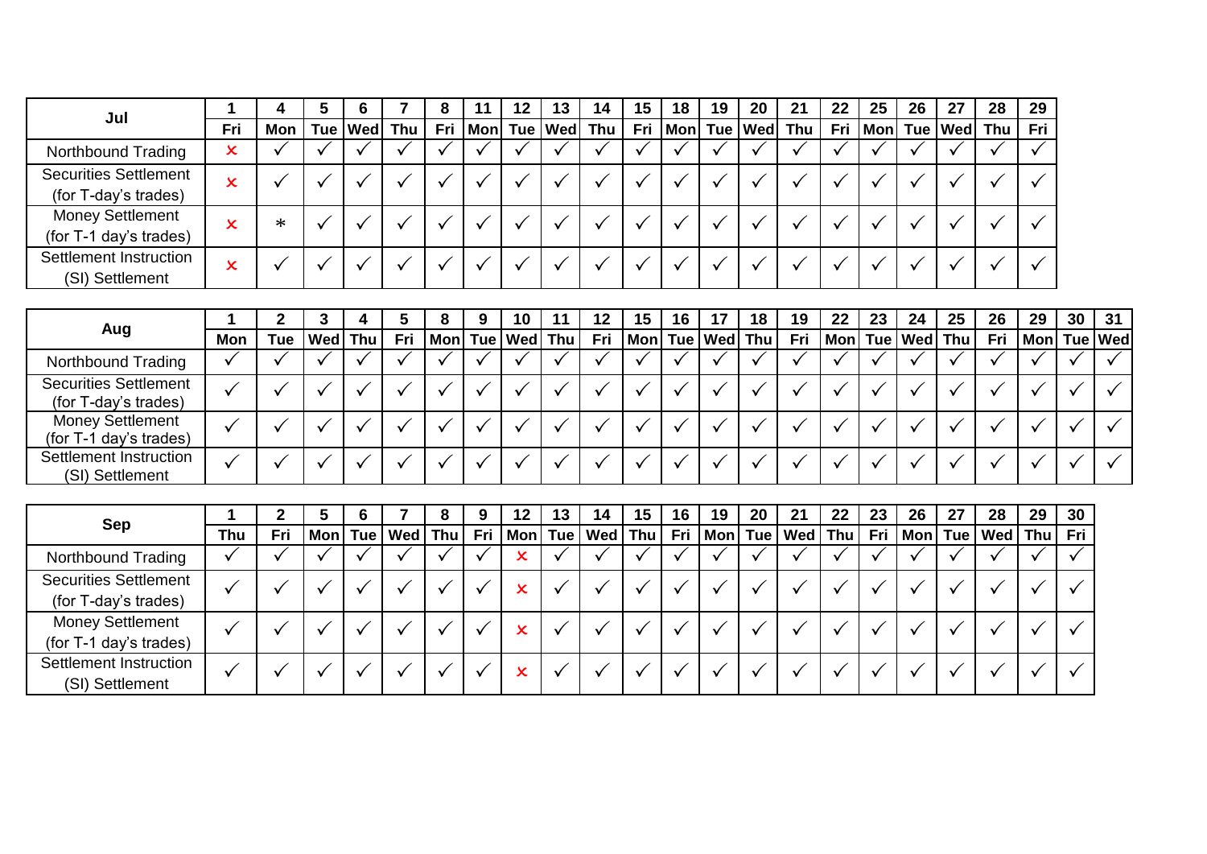| Jul | 1 | 4 | 5 | 6 | 7 | 8 | 11 | 12 | 13 | 14 | 15 | 18 | 19 | 20 | 21 | 22 | 25 | 26 | 27 | 28 | 29 |
|---|---|---|---|---|---|---|---|---|---|---|---|---|---|---|---|---|---|---|---|---|---|
| | Fri | Mon | Tue | Wed | Thu | Fri | Mon | Tue | Wed | Thu | Fri | Mon | Tue | Wed | Thu | Fri | Mon | Tue | Wed | Thu | Fri |
| Northbound Trading | × | ✓ | ✓ | ✓ | ✓ | ✓ | ✓ | ✓ | ✓ | ✓ | ✓ | ✓ | ✓ | ✓ | ✓ | ✓ | ✓ | ✓ | ✓ | ✓ | ✓ |
| Securities Settlement (for T-day's trades) | × | ✓ | ✓ | ✓ | ✓ | ✓ | ✓ | ✓ | ✓ | ✓ | ✓ | ✓ | ✓ | ✓ | ✓ | ✓ | ✓ | ✓ | ✓ | ✓ | ✓ |
| Money Settlement (for T-1 day's trades) | × | * | ✓ | ✓ | ✓ | ✓ | ✓ | ✓ | ✓ | ✓ | ✓ | ✓ | ✓ | ✓ | ✓ | ✓ | ✓ | ✓ | ✓ | ✓ | ✓ |
| Settlement Instruction (SI) Settlement | × | ✓ | ✓ | ✓ | ✓ | ✓ | ✓ | ✓ | ✓ | ✓ | ✓ | ✓ | ✓ | ✓ | ✓ | ✓ | ✓ | ✓ | ✓ | ✓ | ✓ |

| Aug | 1 | 2 | 3 | 4 | 5 | 8 | 9 | 10 | 11 | 12 | 15 | 16 | 17 | 18 | 19 | 22 | 23 | 24 | 25 | 26 | 29 | 30 | 31 |
|---|---|---|---|---|---|---|---|---|---|---|---|---|---|---|---|---|---|---|---|---|---|---|---|
| | Mon | Tue | Wed | Thu | Fri | Mon | Tue | Wed | Thu | Fri | Mon | Tue | Wed | Thu | Fri | Mon | Tue | Wed | Thu | Fri | Mon | Tue | Wed |
| Northbound Trading | ✓ | ✓ | ✓ | ✓ | ✓ | ✓ | ✓ | ✓ | ✓ | ✓ | ✓ | ✓ | ✓ | ✓ | ✓ | ✓ | ✓ | ✓ | ✓ | ✓ | ✓ | ✓ | ✓ |
| Securities Settlement (for T-day's trades) | ✓ | ✓ | ✓ | ✓ | ✓ | ✓ | ✓ | ✓ | ✓ | ✓ | ✓ | ✓ | ✓ | ✓ | ✓ | ✓ | ✓ | ✓ | ✓ | ✓ | ✓ | ✓ | ✓ |
| Money Settlement (for T-1 day's trades) | ✓ | ✓ | ✓ | ✓ | ✓ | ✓ | ✓ | ✓ | ✓ | ✓ | ✓ | ✓ | ✓ | ✓ | ✓ | ✓ | ✓ | ✓ | ✓ | ✓ | ✓ | ✓ | ✓ |
| Settlement Instruction (SI) Settlement | ✓ | ✓ | ✓ | ✓ | ✓ | ✓ | ✓ | ✓ | ✓ | ✓ | ✓ | ✓ | ✓ | ✓ | ✓ | ✓ | ✓ | ✓ | ✓ | ✓ | ✓ | ✓ | ✓ |

| Sep | 1 | 2 | 5 | 6 | 7 | 8 | 9 | 12 | 13 | 14 | 15 | 16 | 19 | 20 | 21 | 22 | 23 | 26 | 27 | 28 | 29 | 30 |
|---|---|---|---|---|---|---|---|---|---|---|---|---|---|---|---|---|---|---|---|---|---|---|
| | Thu | Fri | Mon | Tue | Wed | Thu | Fri | Mon | Tue | Wed | Thu | Fri | Mon | Tue | Wed | Thu | Fri | Mon | Tue | Wed | Thu | Fri |
| Northbound Trading | ✓ | ✓ | ✓ | ✓ | ✓ | ✓ | ✓ | × | ✓ | ✓ | ✓ | ✓ | ✓ | ✓ | ✓ | ✓ | ✓ | ✓ | ✓ | ✓ | ✓ | ✓ |
| Securities Settlement (for T-day's trades) | ✓ | ✓ | ✓ | ✓ | ✓ | ✓ | ✓ | × | ✓ | ✓ | ✓ | ✓ | ✓ | ✓ | ✓ | ✓ | ✓ | ✓ | ✓ | ✓ | ✓ | ✓ |
| Money Settlement (for T-1 day's trades) | ✓ | ✓ | ✓ | ✓ | ✓ | ✓ | ✓ | × | ✓ | ✓ | ✓ | ✓ | ✓ | ✓ | ✓ | ✓ | ✓ | ✓ | ✓ | ✓ | ✓ | ✓ |
| Settlement Instruction (SI) Settlement | ✓ | ✓ | ✓ | ✓ | ✓ | ✓ | ✓ | × | ✓ | ✓ | ✓ | ✓ | ✓ | ✓ | ✓ | ✓ | ✓ | ✓ | ✓ | ✓ | ✓ | ✓ |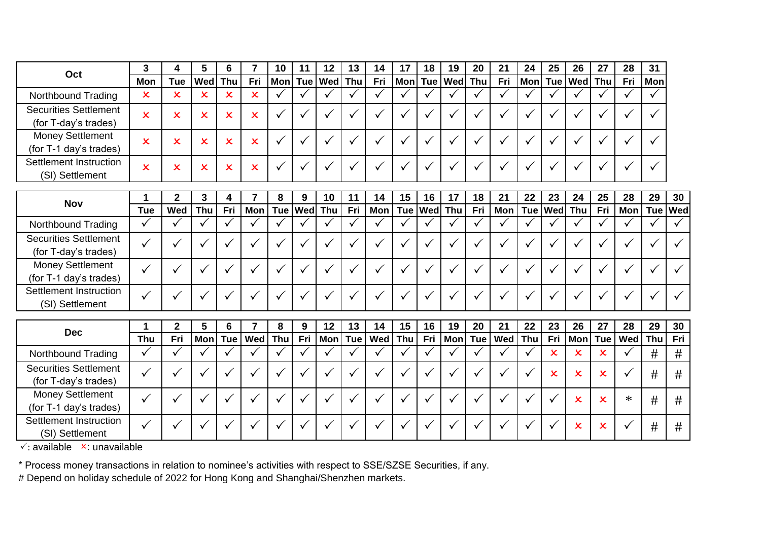| Oct | 3 | 4 | 5 | 6 | 7 | 10 | 11 | 12 | 13 | 14 | 17 | 18 | 19 | 20 | 21 | 24 | 25 | 26 | 27 | 28 | 31 |
|---|---|---|---|---|---|---|---|---|---|---|---|---|---|---|---|---|---|---|---|---|---|
| | Mon | Tue | Wed | Thu | Fri | Mon | Tue | Wed | Thu | Fri | Mon | Tue | Wed | Thu | Fri | Mon | Tue | Wed | Thu | Fri | Mon |
| Northbound Trading | × | × | × | × | × | ✓ | ✓ | ✓ | ✓ | ✓ | ✓ | ✓ | ✓ | ✓ | ✓ | ✓ | ✓ | ✓ | ✓ | ✓ | ✓ |
| Securities Settlement (for T-day's trades) | × | × | × | × | × | ✓ | ✓ | ✓ | ✓ | ✓ | ✓ | ✓ | ✓ | ✓ | ✓ | ✓ | ✓ | ✓ | ✓ | ✓ | ✓ |
| Money Settlement (for T-1 day's trades) | × | × | × | × | × | ✓ | ✓ | ✓ | ✓ | ✓ | ✓ | ✓ | ✓ | ✓ | ✓ | ✓ | ✓ | ✓ | ✓ | ✓ | ✓ |
| Settlement Instruction (SI) Settlement | × | × | × | × | × | ✓ | ✓ | ✓ | ✓ | ✓ | ✓ | ✓ | ✓ | ✓ | ✓ | ✓ | ✓ | ✓ | ✓ | ✓ | ✓ |

| Nov | 1 | 2 | 3 | 4 | 7 | 8 | 9 | 10 | 11 | 14 | 15 | 16 | 17 | 18 | 21 | 22 | 23 | 24 | 25 | 28 | 29 | 30 |
|---|---|---|---|---|---|---|---|---|---|---|---|---|---|---|---|---|---|---|---|---|---|---|
| | Tue | Wed | Thu | Fri | Mon | Tue | Wed | Thu | Fri | Mon | Tue | Wed | Thu | Fri | Mon | Tue | Wed | Thu | Fri | Mon | Tue | Wed |
| Northbound Trading | ✓ | ✓ | ✓ | ✓ | ✓ | ✓ | ✓ | ✓ | ✓ | ✓ | ✓ | ✓ | ✓ | ✓ | ✓ | ✓ | ✓ | ✓ | ✓ | ✓ | ✓ | ✓ |
| Securities Settlement (for T-day's trades) | ✓ | ✓ | ✓ | ✓ | ✓ | ✓ | ✓ | ✓ | ✓ | ✓ | ✓ | ✓ | ✓ | ✓ | ✓ | ✓ | ✓ | ✓ | ✓ | ✓ | ✓ | ✓ |
| Money Settlement (for T-1 day's trades) | ✓ | ✓ | ✓ | ✓ | ✓ | ✓ | ✓ | ✓ | ✓ | ✓ | ✓ | ✓ | ✓ | ✓ | ✓ | ✓ | ✓ | ✓ | ✓ | ✓ | ✓ | ✓ |
| Settlement Instruction (SI) Settlement | ✓ | ✓ | ✓ | ✓ | ✓ | ✓ | ✓ | ✓ | ✓ | ✓ | ✓ | ✓ | ✓ | ✓ | ✓ | ✓ | ✓ | ✓ | ✓ | ✓ | ✓ | ✓ |

| Dec | 1 | 2 | 5 | 6 | 7 | 8 | 9 | 12 | 13 | 14 | 15 | 16 | 19 | 20 | 21 | 22 | 23 | 26 | 27 | 28 | 29 | 30 |
|---|---|---|---|---|---|---|---|---|---|---|---|---|---|---|---|---|---|---|---|---|---|---|
| | Thu | Fri | Mon | Tue | Wed | Thu | Fri | Mon | Tue | Wed | Thu | Fri | Mon | Tue | Wed | Thu | Fri | Mon | Tue | Wed | Thu | Fri |
| Northbound Trading | ✓ | ✓ | ✓ | ✓ | ✓ | ✓ | ✓ | ✓ | ✓ | ✓ | ✓ | ✓ | ✓ | ✓ | ✓ | ✓ | × | × | × | ✓ | # | # |
| Securities Settlement (for T-day's trades) | ✓ | ✓ | ✓ | ✓ | ✓ | ✓ | ✓ | ✓ | ✓ | ✓ | ✓ | ✓ | ✓ | ✓ | ✓ | ✓ | × | × | × | ✓ | # | # |
| Money Settlement (for T-1 day's trades) | ✓ | ✓ | ✓ | ✓ | ✓ | ✓ | ✓ | ✓ | ✓ | ✓ | ✓ | ✓ | ✓ | ✓ | ✓ | ✓ | ✓ | × | × | * | # | # |
| Settlement Instruction (SI) Settlement | ✓ | ✓ | ✓ | ✓ | ✓ | ✓ | ✓ | ✓ | ✓ | ✓ | ✓ | ✓ | ✓ | ✓ | ✓ | ✓ | ✓ | × | × | ✓ | # | # |

✓: available ×: unavailable

* Process money transactions in relation to nominee's activities with respect to SSE/SZSE Securities, if any.

# Depend on holiday schedule of 2022 for Hong Kong and Shanghai/Shenzhen markets.